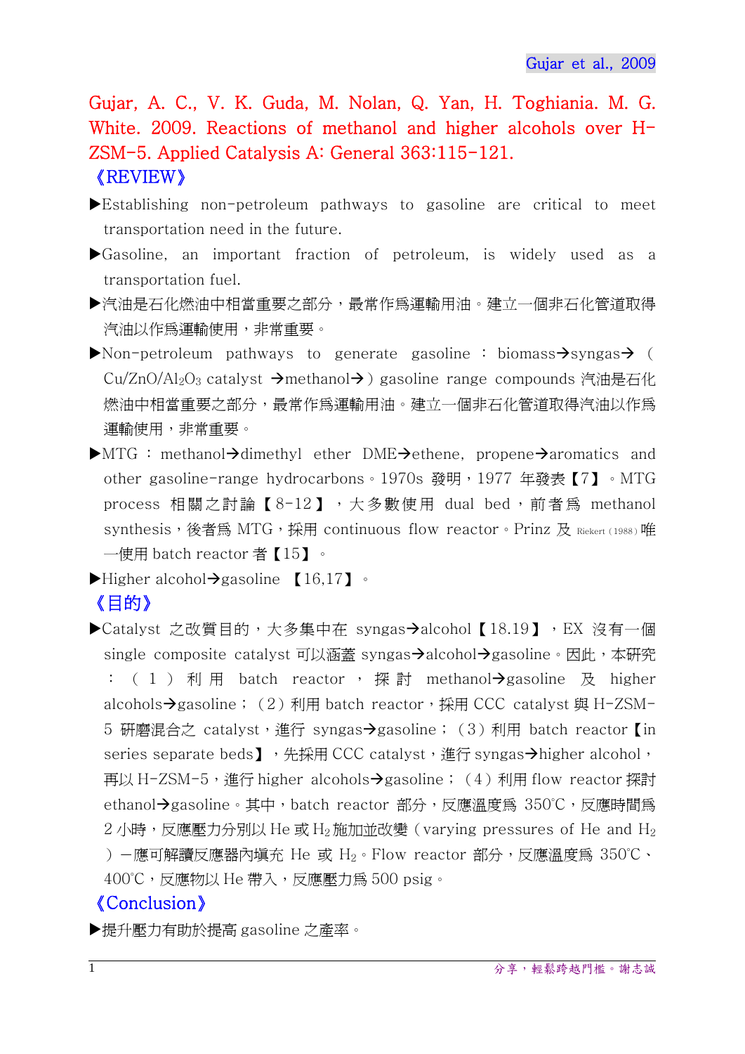Gujar et al., 2009

Gujar, A. C., V. K. Guda, M. Nolan, Q. Yan, H. Toghiania. M. G. White. 2009. Reactions of methanol and higher alcohols over H-ZSM-5. Applied Catalysis A: General 363:115-121.

《REVIEW》

▶Establishing non-petroleum pathways to gasoline are critical to meet transportation need in the future.

▶Gasoline, an important fraction of petroleum, is widely used as a transportation fuel.

▶汽油是石化燃油中相當重要之部分，最常作爲運輸用油。建立一個非石化管道取得汽油以作爲運輸使用，非常重要。

▶Non-petroleum pathways to generate gasoline ： biomass→syngas→ ( $Cu/ZnO/Al_2O_3$ catalyst →methanol→ ) gasoline range compounds 汽油是石化燃油中相當重要之部分，最常作爲運輸用油。建立一個非石化管道取得汽油以作爲運輸使用，非常重要。

▶MTG ： methanol→dimethyl ether DME→ethene, propene→aromatics and other gasoline-range hydrocarbons。1970s 發明，1977 年發表【7】。MTG process 相關之討論【8-12】，大多數使用 dual bed，前者爲 methanol synthesis，後者爲 MTG，採用 continuous flow reactor。Prinz 及 Riekert (1988) 唯一使用 batch reactor 者【15】。

▶Higher alcohol→gasoline 【16,17】。

《目的》

▶Catalyst 之改質目的，大多集中在 syngas→alcohol【18.19】，EX 沒有一個 single composite catalyst 可以涵蓋 syngas→alcohol→gasoline。因此，本研究：（1）利用 batch reactor，探討 methanol→gasoline 及 higher alcohols→gasoline；（2）利用 batch reactor，採用 CCC catalyst 與 H-ZSM-5 研磨混合之 catalyst，進行 syngas→gasoline；（3）利用 batch reactor【in series separate beds】，先採用 CCC catalyst，進行 syngas→higher alcohol，再以 H-ZSM-5，進行 higher alcohols→gasoline；（4）利用 flow reactor 探討 ethanol→gasoline。其中，batch reactor 部分，反應溫度爲 350℃，反應時間爲 2 小時，反應壓力分別以 He 或 $H_2$ 施加並改變（varying pressures of He and $H_2$）一應可解讀反應器內塡充 He 或 $H_2$。Flow reactor 部分，反應溫度爲 350℃、400℃，反應物以 He 帶入，反應壓力爲 500 psig。

《Conclusion》

▶提升壓力有助於提高 gasoline 之產率。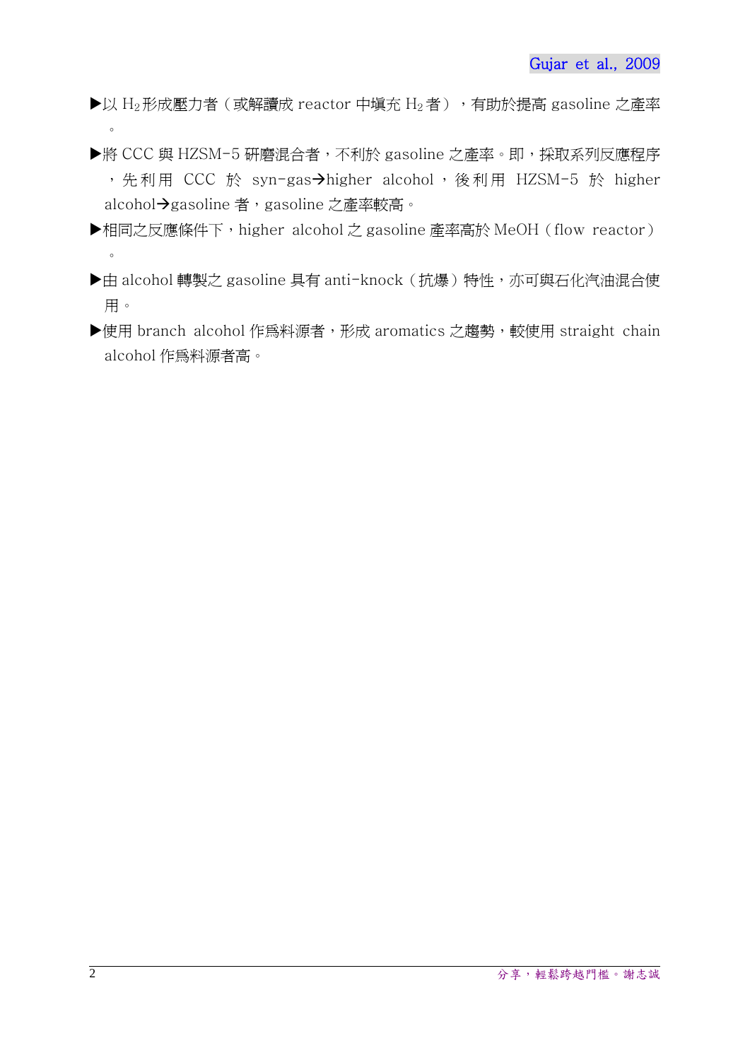Gujar et al., 2009

▶以 $H_2$ 形成壓力者（或解讀成 reactor 中塡充 $H_2$ 者），有助於提高 gasoline 之產率。

▶將 CCC 與 HZSM-5 研磨混合者，不利於 gasoline 之產率。即，採取系列反應程序，先利用 CCC 於 syn-gas→higher alcohol，後利用 HZSM-5 於 higher alcohol→gasoline 者，gasoline 之產率較高。

▶相同之反應條件下，higher alcohol 之 gasoline 產率高於 MeOH（flow reactor）。

▶由 alcohol 轉製之 gasoline 具有 anti-knock（抗爆）特性，亦可與石化汽油混合使用。

▶使用 branch alcohol 作爲料源者，形成 aromatics 之趨勢，較使用 straight chain alcohol 作爲料源者高。